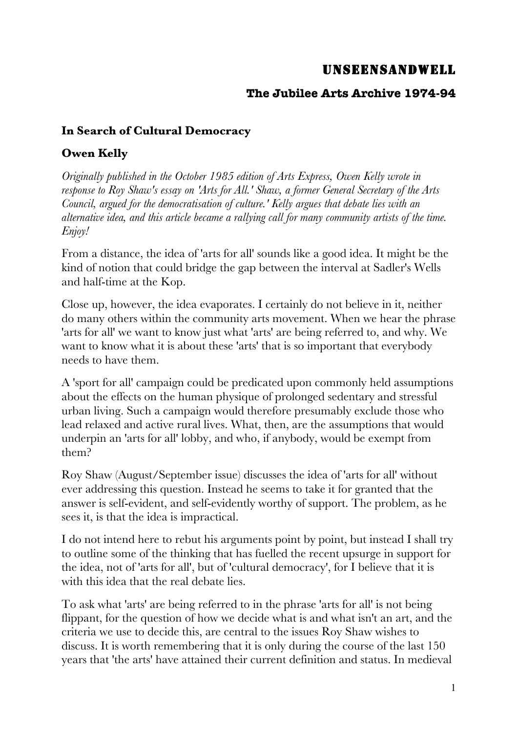# UNSEENSANDWELL

## The Jubilee Arts Archive 1974-94

### In Search of Cultural Democracy

### Owen Kelly

*Originally published in the October 1985 edition of Arts Express, Owen Kelly wrote in response to Roy Shaw's essay on 'Arts for All.' Shaw, a former General Secretary of the Arts Council, argued for the democratisation of culture.' Kelly argues that debate lies with an alternative idea, and this article became a rallying call for many community artists of the time. Enjoy!*

From a distance, the idea of 'arts for all' sounds like a good idea. It might be the kind of notion that could bridge the gap between the interval at Sadler's Wells and half-time at the Kop.

Close up, however, the idea evaporates. I certainly do not believe in it, neither do many others within the community arts movement. When we hear the phrase 'arts for all' we want to know just what 'arts' are being referred to, and why. We want to know what it is about these 'arts' that is so important that everybody needs to have them.

A 'sport for all' campaign could be predicated upon commonly held assumptions about the effects on the human physique of prolonged sedentary and stressful urban living. Such a campaign would therefore presumably exclude those who lead relaxed and active rural lives. What, then, are the assumptions that would underpin an 'arts for all' lobby, and who, if anybody, would be exempt from them?

Roy Shaw (August/September issue) discusses the idea of 'arts for all' without ever addressing this question. Instead he seems to take it for granted that the answer is self-evident, and self-evidently worthy of support. The problem, as he sees it, is that the idea is impractical.

I do not intend here to rebut his arguments point by point, but instead I shall try to outline some of the thinking that has fuelled the recent upsurge in support for the idea, not of 'arts for all', but of 'cultural democracy', for I believe that it is with this idea that the real debate lies.

To ask what 'arts' are being referred to in the phrase 'arts for all' is not being flippant, for the question of how we decide what is and what isn't an art, and the criteria we use to decide this, are central to the issues Roy Shaw wishes to discuss. It is worth remembering that it is only during the course of the last 150 years that 'the arts' have attained their current definition and status. In medieval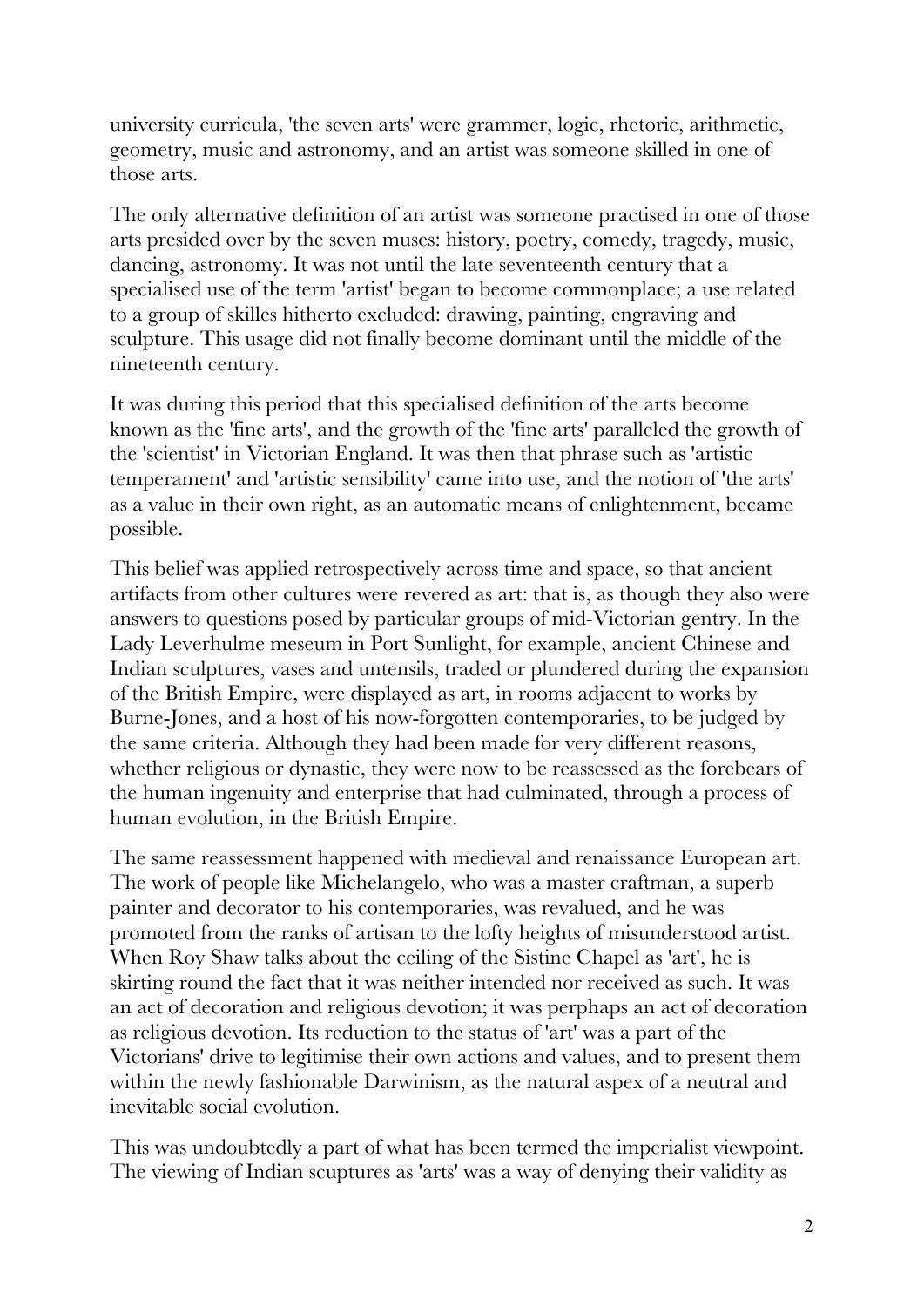university curricula, 'the seven arts' were grammer, logic, rhetoric, arithmetic, geometry, music and astronomy, and an artist was someone skilled in one of those arts.

The only alternative definition of an artist was someone practised in one of those arts presided over by the seven muses: history, poetry, comedy, tragedy, music, dancing, astronomy. It was not until the late seventeenth century that a specialised use of the term 'artist' began to become commonplace; a use related to a group of skilles hitherto excluded: drawing, painting, engraving and sculpture. This usage did not finally become dominant until the middle of the nineteenth century.

It was during this period that this specialised definition of the arts become known as the 'fine arts', and the growth of the 'fine arts' paralleled the growth of the 'scientist' in Victorian England. It was then that phrase such as 'artistic temperament' and 'artistic sensibility' came into use, and the notion of 'the arts' as a value in their own right, as an automatic means of enlightenment, became possible.

This belief was applied retrospectively across time and space, so that ancient artifacts from other cultures were revered as art: that is, as though they also were answers to questions posed by particular groups of mid-Victorian gentry. In the Lady Leverhulme meseum in Port Sunlight, for example, ancient Chinese and Indian sculptures, vases and untensils, traded or plundered during the expansion of the British Empire, were displayed as art, in rooms adjacent to works by Burne-Jones, and a host of his now-forgotten contemporaries, to be judged by the same criteria. Although they had been made for very different reasons, whether religious or dynastic, they were now to be reassessed as the forebears of the human ingenuity and enterprise that had culminated, through a process of human evolution, in the British Empire.

The same reassessment happened with medieval and renaissance European art. The work of people like Michelangelo, who was a master craftman, a superb painter and decorator to his contemporaries, was revalued, and he was promoted from the ranks of artisan to the lofty heights of misunderstood artist. When Roy Shaw talks about the ceiling of the Sistine Chapel as 'art', he is skirting round the fact that it was neither intended nor received as such. It was an act of decoration and religious devotion; it was perphaps an act of decoration as religious devotion. Its reduction to the status of 'art' was a part of the Victorians' drive to legitimise their own actions and values, and to present them within the newly fashionable Darwinism, as the natural aspex of a neutral and inevitable social evolution.

This was undoubtedly a part of what has been termed the imperialist viewpoint. The viewing of Indian scuptures as 'arts' was a way of denying their validity as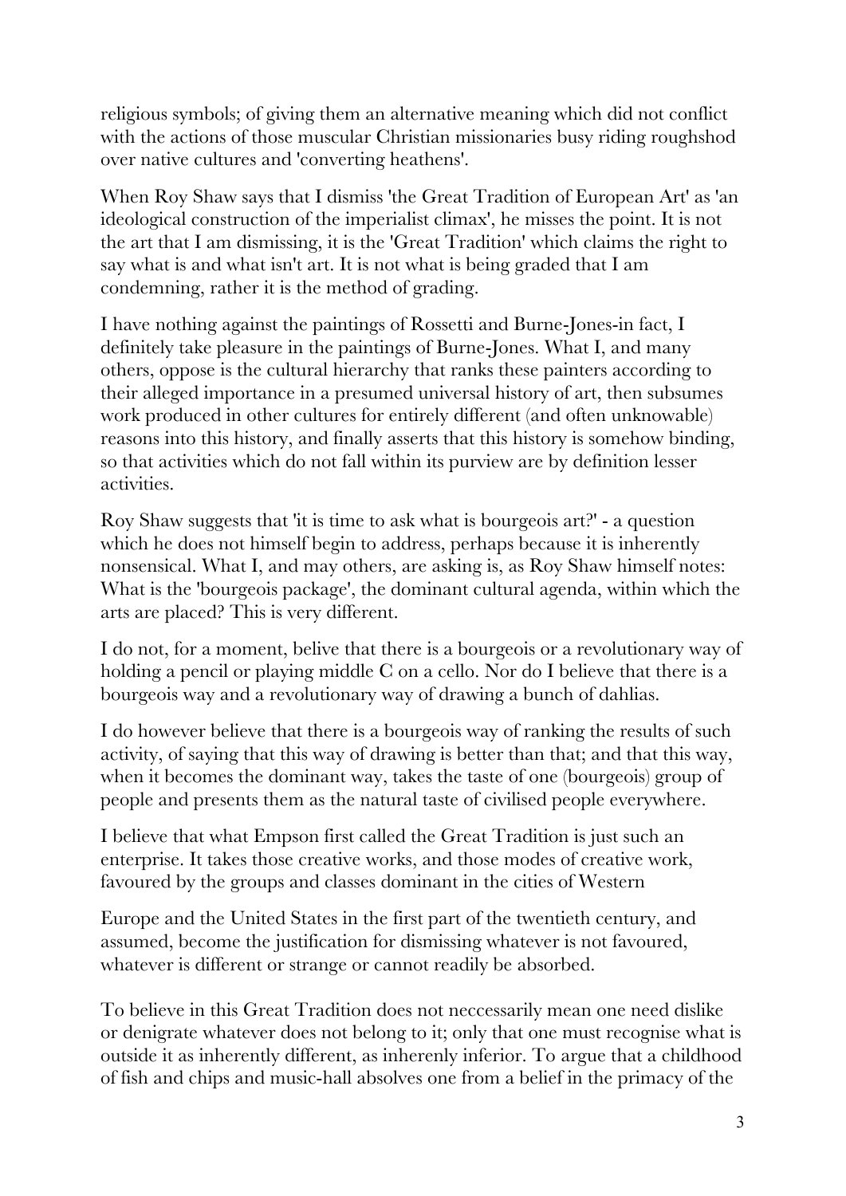religious symbols; of giving them an alternative meaning which did not conflict with the actions of those muscular Christian missionaries busy riding roughshod over native cultures and 'converting heathens'.

When Roy Shaw says that I dismiss 'the Great Tradition of European Art' as 'an ideological construction of the imperialist climax', he misses the point. It is not the art that I am dismissing, it is the 'Great Tradition' which claims the right to say what is and what isn't art. It is not what is being graded that I am condemning, rather it is the method of grading.

I have nothing against the paintings of Rossetti and Burne-Jones-in fact, I definitely take pleasure in the paintings of Burne-Jones. What I, and many others, oppose is the cultural hierarchy that ranks these painters according to their alleged importance in a presumed universal history of art, then subsumes work produced in other cultures for entirely different (and often unknowable) reasons into this history, and finally asserts that this history is somehow binding, so that activities which do not fall within its purview are by definition lesser activities.

Roy Shaw suggests that 'it is time to ask what is bourgeois art?' - a question which he does not himself begin to address, perhaps because it is inherently nonsensical. What I, and may others, are asking is, as Roy Shaw himself notes: What is the 'bourgeois package', the dominant cultural agenda, within which the arts are placed? This is very different.

I do not, for a moment, belive that there is a bourgeois or a revolutionary way of holding a pencil or playing middle C on a cello. Nor do I believe that there is a bourgeois way and a revolutionary way of drawing a bunch of dahlias.

I do however believe that there is a bourgeois way of ranking the results of such activity, of saying that this way of drawing is better than that; and that this way, when it becomes the dominant way, takes the taste of one (bourgeois) group of people and presents them as the natural taste of civilised people everywhere.

I believe that what Empson first called the Great Tradition is just such an enterprise. It takes those creative works, and those modes of creative work, favoured by the groups and classes dominant in the cities of Western Europe and the United States in the first part of the twentieth century, and assumed, become the justification for dismissing whatever is not favoured, whatever is different or strange or cannot readily be absorbed.

To believe in this Great Tradition does not neccessarily mean one need dislike or denigrate whatever does not belong to it; only that one must recognise what is outside it as inherently different, as inherenly inferior. To argue that a childhood of fish and chips and music-hall absolves one from a belief in the primacy of the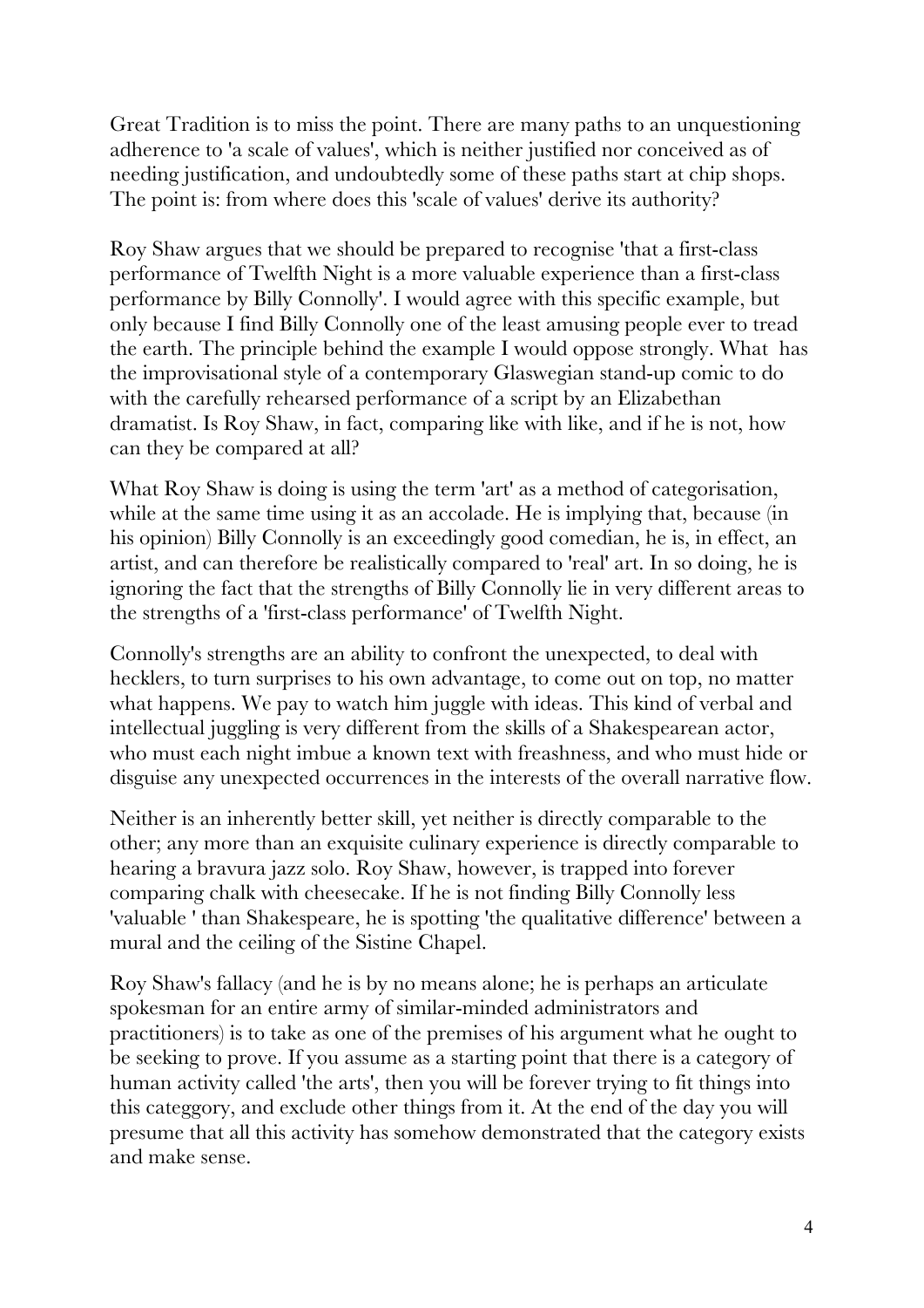Great Tradition is to miss the point. There are many paths to an unquestioning adherence to 'a scale of values', which is neither justified nor conceived as of needing justification, and undoubtedly some of these paths start at chip shops. The point is: from where does this 'scale of values' derive its authority?

Roy Shaw argues that we should be prepared to recognise 'that a first-class performance of Twelfth Night is a more valuable experience than a first-class performance by Billy Connolly'. I would agree with this specific example, but only because I find Billy Connolly one of the least amusing people ever to tread the earth. The principle behind the example I would oppose strongly. What has the improvisational style of a contemporary Glaswegian stand-up comic to do with the carefully rehearsed performance of a script by an Elizabethan dramatist. Is Roy Shaw, in fact, comparing like with like, and if he is not, how can they be compared at all?

What Roy Shaw is doing is using the term 'art' as a method of categorisation, while at the same time using it as an accolade. He is implying that, because (in his opinion) Billy Connolly is an exceedingly good comedian, he is, in effect, an artist, and can therefore be realistically compared to 'real' art. In so doing, he is ignoring the fact that the strengths of Billy Connolly lie in very different areas to the strengths of a 'first-class performance' of Twelfth Night.

Connolly's strengths are an ability to confront the unexpected, to deal with hecklers, to turn surprises to his own advantage, to come out on top, no matter what happens. We pay to watch him juggle with ideas. This kind of verbal and intellectual juggling is very different from the skills of a Shakespearean actor, who must each night imbue a known text with freashness, and who must hide or disguise any unexpected occurrences in the interests of the overall narrative flow.

Neither is an inherently better skill, yet neither is directly comparable to the other; any more than an exquisite culinary experience is directly comparable to hearing a bravura jazz solo. Roy Shaw, however, is trapped into forever comparing chalk with cheesecake. If he is not finding Billy Connolly less 'valuable ' than Shakespeare, he is spotting 'the qualitative difference' between a mural and the ceiling of the Sistine Chapel.

Roy Shaw's fallacy (and he is by no means alone; he is perhaps an articulate spokesman for an entire army of similar-minded administrators and practitioners) is to take as one of the premises of his argument what he ought to be seeking to prove. If you assume as a starting point that there is a category of human activity called 'the arts', then you will be forever trying to fit things into this categgory, and exclude other things from it. At the end of the day you will presume that all this activity has somehow demonstrated that the category exists and make sense.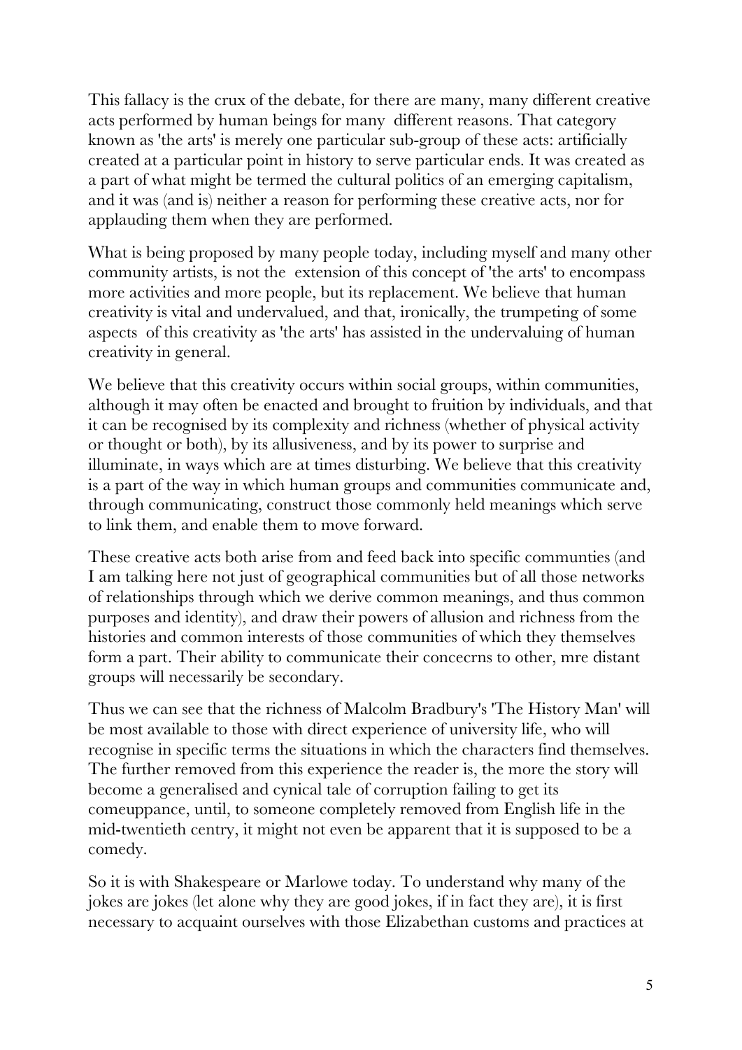This fallacy is the crux of the debate, for there are many, many different creative acts performed by human beings for many different reasons. That category known as 'the arts' is merely one particular sub-group of these acts: artificially created at a particular point in history to serve particular ends. It was created as a part of what might be termed the cultural politics of an emerging capitalism, and it was (and is) neither a reason for performing these creative acts, nor for applauding them when they are performed.

What is being proposed by many people today, including myself and many other community artists, is not the extension of this concept of 'the arts' to encompass more activities and more people, but its replacement. We believe that human creativity is vital and undervalued, and that, ironically, the trumpeting of some aspects of this creativity as 'the arts' has assisted in the undervaluing of human creativity in general.

We believe that this creativity occurs within social groups, within communities, although it may often be enacted and brought to fruition by individuals, and that it can be recognised by its complexity and richness (whether of physical activity or thought or both), by its allusiveness, and by its power to surprise and illuminate, in ways which are at times disturbing. We believe that this creativity is a part of the way in which human groups and communities communicate and, through communicating, construct those commonly held meanings which serve to link them, and enable them to move forward.

These creative acts both arise from and feed back into specific communties (and I am talking here not just of geographical communities but of all those networks of relationships through which we derive common meanings, and thus common purposes and identity), and draw their powers of allusion and richness from the histories and common interests of those communities of which they themselves form a part. Their ability to communicate their concecrns to other, mre distant groups will necessarily be secondary.

Thus we can see that the richness of Malcolm Bradbury's 'The History Man' will be most available to those with direct experience of university life, who will recognise in specific terms the situations in which the characters find themselves. The further removed from this experience the reader is, the more the story will become a generalised and cynical tale of corruption failing to get its comeuppance, until, to someone completely removed from English life in the mid-twentieth centry, it might not even be apparent that it is supposed to be a comedy.

So it is with Shakespeare or Marlowe today. To understand why many of the jokes are jokes (let alone why they are good jokes, if in fact they are), it is first necessary to acquaint ourselves with those Elizabethan customs and practices at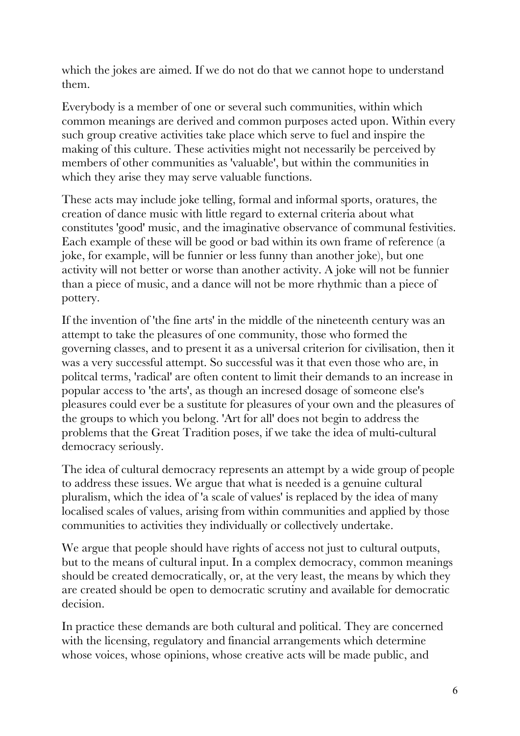which the jokes are aimed. If we do not do that we cannot hope to understand them.

Everybody is a member of one or several such communities, within which common meanings are derived and common purposes acted upon. Within every such group creative activities take place which serve to fuel and inspire the making of this culture. These activities might not necessarily be perceived by members of other communities as 'valuable', but within the communities in which they arise they may serve valuable functions.

These acts may include joke telling, formal and informal sports, oratures, the creation of dance music with little regard to external criteria about what constitutes 'good' music, and the imaginative observance of communal festivities. Each example of these will be good or bad within its own frame of reference (a joke, for example, will be funnier or less funny than another joke), but one activity will not better or worse than another activity. A joke will not be funnier than a piece of music, and a dance will not be more rhythmic than a piece of pottery.

If the invention of 'the fine arts' in the middle of the nineteenth century was an attempt to take the pleasures of one community, those who formed the governing classes, and to present it as a universal criterion for civilisation, then it was a very successful attempt. So successful was it that even those who are, in politcal terms, 'radical' are often content to limit their demands to an increase in popular access to 'the arts', as though an incresed dosage of someone else's pleasures could ever be a sustitute for pleasures of your own and the pleasures of the groups to which you belong. 'Art for all' does not begin to address the problems that the Great Tradition poses, if we take the idea of multi-cultural democracy seriously.

The idea of cultural democracy represents an attempt by a wide group of people to address these issues. We argue that what is needed is a genuine cultural pluralism, which the idea of 'a scale of values' is replaced by the idea of many localised scales of values, arising from within communities and applied by those communities to activities they individually or collectively undertake.

We argue that people should have rights of access not just to cultural outputs, but to the means of cultural input. In a complex democracy, common meanings should be created democratically, or, at the very least, the means by which they are created should be open to democratic scrutiny and available for democratic decision.

In practice these demands are both cultural and political. They are concerned with the licensing, regulatory and financial arrangements which determine whose voices, whose opinions, whose creative acts will be made public, and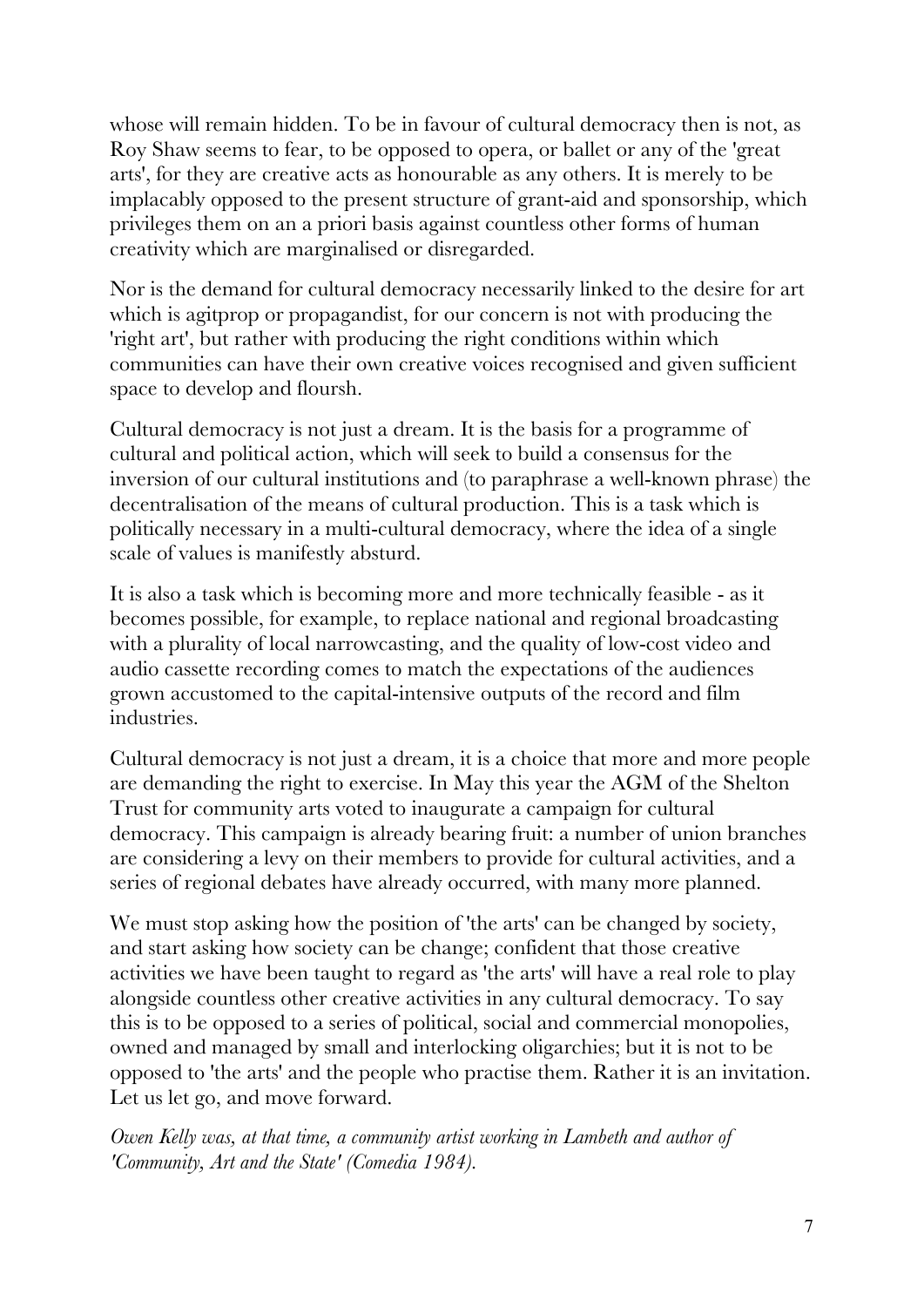whose will remain hidden. To be in favour of cultural democracy then is not, as Roy Shaw seems to fear, to be opposed to opera, or ballet or any of the 'great arts', for they are creative acts as honourable as any others. It is merely to be implacably opposed to the present structure of grant-aid and sponsorship, which privileges them on an a priori basis against countless other forms of human creativity which are marginalised or disregarded.

Nor is the demand for cultural democracy necessarily linked to the desire for art which is agitprop or propagandist, for our concern is not with producing the 'right art', but rather with producing the right conditions within which communities can have their own creative voices recognised and given sufficient space to develop and floursh.

Cultural democracy is not just a dream. It is the basis for a programme of cultural and political action, which will seek to build a consensus for the inversion of our cultural institutions and (to paraphrase a well-known phrase) the decentralisation of the means of cultural production. This is a task which is politically necessary in a multi-cultural democracy, where the idea of a single scale of values is manifestly absturd.

It is also a task which is becoming more and more technically feasible - as it becomes possible, for example, to replace national and regional broadcasting with a plurality of local narrowcasting, and the quality of low-cost video and audio cassette recording comes to match the expectations of the audiences grown accustomed to the capital-intensive outputs of the record and film industries.

Cultural democracy is not just a dream, it is a choice that more and more people are demanding the right to exercise. In May this year the AGM of the Shelton Trust for community arts voted to inaugurate a campaign for cultural democracy. This campaign is already bearing fruit: a number of union branches are considering a levy on their members to provide for cultural activities, and a series of regional debates have already occurred, with many more planned.

We must stop asking how the position of 'the arts' can be changed by society, and start asking how society can be change; confident that those creative activities we have been taught to regard as 'the arts' will have a real role to play alongside countless other creative activities in any cultural democracy. To say this is to be opposed to a series of political, social and commercial monopolies, owned and managed by small and interlocking oligarchies; but it is not to be opposed to 'the arts' and the people who practise them. Rather it is an invitation. Let us let go, and move forward.

*Owen Kelly was, at that time, a community artist working in Lambeth and author of 'Community, Art and the State' (Comedia 1984).*